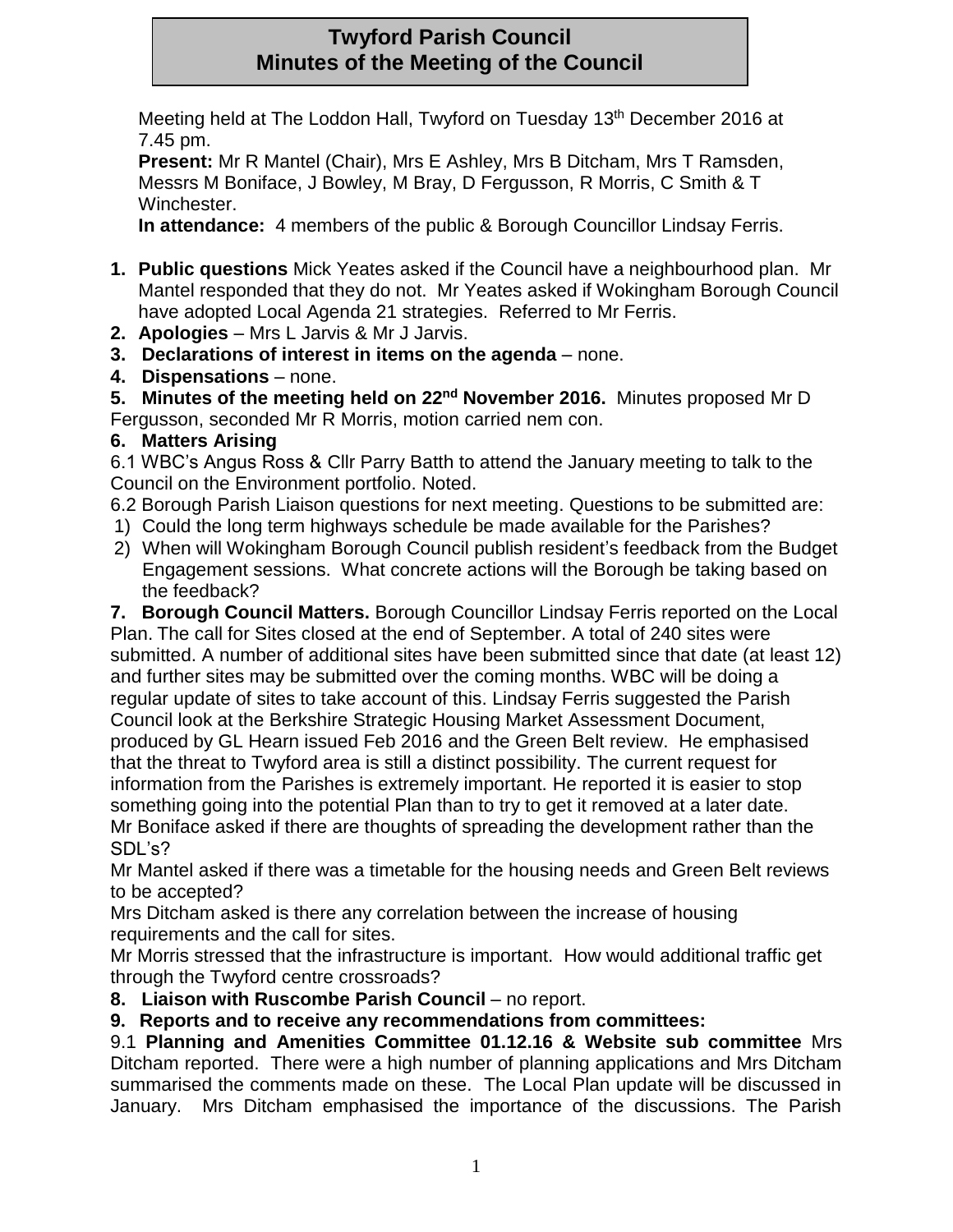# Twyford Parish Council
# Minutes of the Meeting of the Council

Meeting held at The Loddon Hall, Twyford on Tuesday 13th December 2016 at 7.45 pm.

**Present:** Mr R Mantel (Chair), Mrs E Ashley, Mrs B Ditcham, Mrs T Ramsden, Messrs M Boniface, J Bowley, M Bray, D Fergusson, R Morris, C Smith & T Winchester.

**In attendance:** 4 members of the public & Borough Councillor Lindsay Ferris.

1. **Public questions** Mick Yeates asked if the Council have a neighbourhood plan. Mr Mantel responded that they do not. Mr Yeates asked if Wokingham Borough Council have adopted Local Agenda 21 strategies. Referred to Mr Ferris.
2. **Apologies** – Mrs L Jarvis & Mr J Jarvis.
3. **Declarations of interest in items on the agenda** – none.
4. **Dispensations** – none.

**5. Minutes of the meeting held on 22nd November 2016.** Minutes proposed Mr D Fergusson, seconded Mr R Morris, motion carried nem con.

**6. Matters Arising**

6.1 WBC's Angus Ross & Cllr Parry Batth to attend the January meeting to talk to the Council on the Environment portfolio. Noted.

6.2 Borough Parish Liaison questions for next meeting. Questions to be submitted are:

1) Could the long term highways schedule be made available for the Parishes?
2) When will Wokingham Borough Council publish resident's feedback from the Budget Engagement sessions. What concrete actions will the Borough be taking based on the feedback?

**7. Borough Council Matters.** Borough Councillor Lindsay Ferris reported on the Local Plan. The call for Sites closed at the end of September. A total of 240 sites were submitted. A number of additional sites have been submitted since that date (at least 12) and further sites may be submitted over the coming months. WBC will be doing a regular update of sites to take account of this. Lindsay Ferris suggested the Parish Council look at the Berkshire Strategic Housing Market Assessment Document, produced by GL Hearn issued Feb 2016 and the Green Belt review. He emphasised that the threat to Twyford area is still a distinct possibility. The current request for information from the Parishes is extremely important. He reported it is easier to stop something going into the potential Plan than to try to get it removed at a later date.

Mr Boniface asked if there are thoughts of spreading the development rather than the SDL's?

Mr Mantel asked if there was a timetable for the housing needs and Green Belt reviews to be accepted?

Mrs Ditcham asked is there any correlation between the increase of housing requirements and the call for sites.

Mr Morris stressed that the infrastructure is important. How would additional traffic get through the Twyford centre crossroads?

**8. Liaison with Ruscombe Parish Council** – no report.

**9. Reports and to receive any recommendations from committees:**

9.1 **Planning and Amenities Committee 01.12.16 & Website sub committee** Mrs Ditcham reported. There were a high number of planning applications and Mrs Ditcham summarised the comments made on these. The Local Plan update will be discussed in January. Mrs Ditcham emphasised the importance of the discussions. The Parish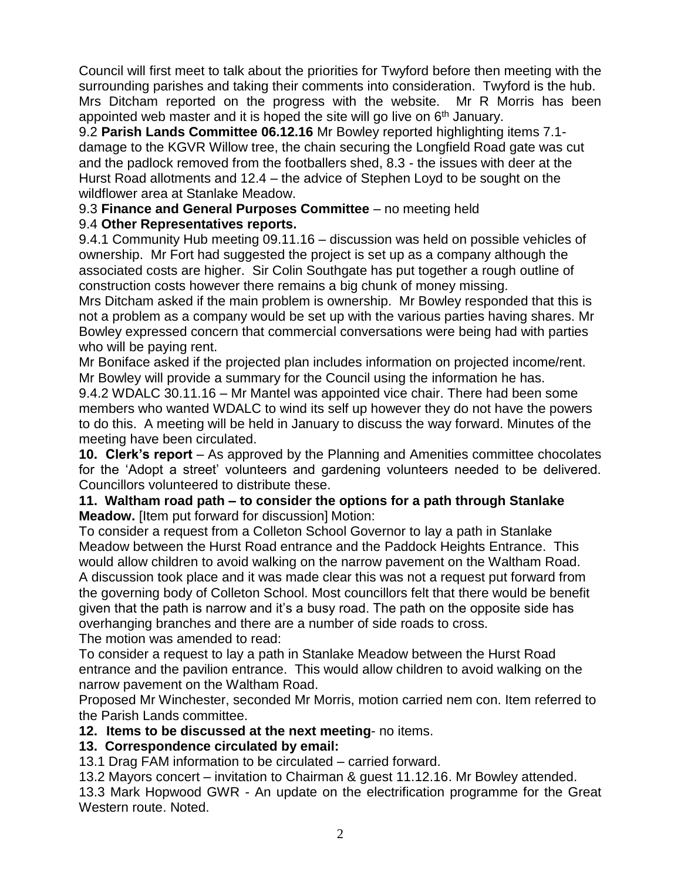Council will first meet to talk about the priorities for Twyford before then meeting with the surrounding parishes and taking their comments into consideration. Twyford is the hub. Mrs Ditcham reported on the progress with the website. Mr R Morris has been appointed web master and it is hoped the site will go live on 6th January.

9.2 **Parish Lands Committee 06.12.16** Mr Bowley reported highlighting items 7.1- damage to the KGVR Willow tree, the chain securing the Longfield Road gate was cut and the padlock removed from the footballers shed, 8.3 - the issues with deer at the Hurst Road allotments and 12.4 – the advice of Stephen Loyd to be sought on the wildflower area at Stanlake Meadow.

9.3 **Finance and General Purposes Committee** – no meeting held

9.4 **Other Representatives reports.**

9.4.1 Community Hub meeting 09.11.16 – discussion was held on possible vehicles of ownership. Mr Fort had suggested the project is set up as a company although the associated costs are higher. Sir Colin Southgate has put together a rough outline of construction costs however there remains a big chunk of money missing.

Mrs Ditcham asked if the main problem is ownership. Mr Bowley responded that this is not a problem as a company would be set up with the various parties having shares. Mr Bowley expressed concern that commercial conversations were being had with parties who will be paying rent.

Mr Boniface asked if the projected plan includes information on projected income/rent. Mr Bowley will provide a summary for the Council using the information he has.

9.4.2 WDALC 30.11.16 – Mr Mantel was appointed vice chair. There had been some members who wanted WDALC to wind its self up however they do not have the powers to do this. A meeting will be held in January to discuss the way forward. Minutes of the meeting have been circulated.

**10. Clerk's report** – As approved by the Planning and Amenities committee chocolates for the 'Adopt a street' volunteers and gardening volunteers needed to be delivered. Councillors volunteered to distribute these.

**11. Waltham road path – to consider the options for a path through Stanlake Meadow.** [Item put forward for discussion] Motion:

To consider a request from a Colleton School Governor to lay a path in Stanlake Meadow between the Hurst Road entrance and the Paddock Heights Entrance. This would allow children to avoid walking on the narrow pavement on the Waltham Road.

A discussion took place and it was made clear this was not a request put forward from the governing body of Colleton School. Most councillors felt that there would be benefit given that the path is narrow and it's a busy road. The path on the opposite side has overhanging branches and there are a number of side roads to cross.

The motion was amended to read:

To consider a request to lay a path in Stanlake Meadow between the Hurst Road entrance and the pavilion entrance. This would allow children to avoid walking on the narrow pavement on the Waltham Road.

Proposed Mr Winchester, seconded Mr Morris, motion carried nem con. Item referred to the Parish Lands committee.

**12. Items to be discussed at the next meeting**- no items.

**13. Correspondence circulated by email:**

13.1 Drag FAM information to be circulated – carried forward.

13.2 Mayors concert – invitation to Chairman & guest 11.12.16. Mr Bowley attended.

13.3 Mark Hopwood GWR - An update on the electrification programme for the Great Western route. Noted.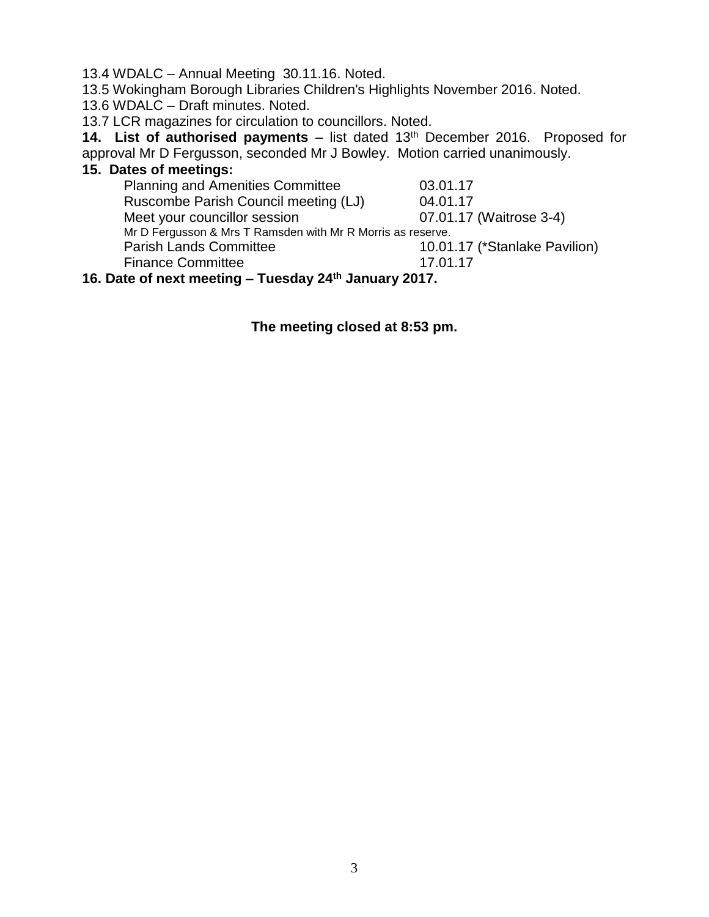13.4 WDALC – Annual Meeting 30.11.16. Noted.

13.5 Wokingham Borough Libraries Children's Highlights November 2016. Noted.

13.6 WDALC – Draft minutes. Noted.

13.7 LCR magazines for circulation to councillors. Noted.

**14. List of authorised payments** – list dated 13th December 2016. Proposed for approval Mr D Fergusson, seconded Mr J Bowley. Motion carried unanimously.

**15. Dates of meetings:**

| | |
|---|---|
| Planning and Amenities Committee | 03.01.17 |
| Ruscombe Parish Council meeting (LJ) | 04.01.17 |
| Meet your councillor session | 07.01.17 (Waitrose 3-4) |
| Mr D Fergusson & Mrs T Ramsden with Mr R Morris as reserve. | |
| Parish Lands Committee | 10.01.17 (*Stanlake Pavilion) |
| Finance Committee | 17.01.17 |

**16. Date of next meeting – Tuesday 24th January 2017.**

**The meeting closed at 8:53 pm.**